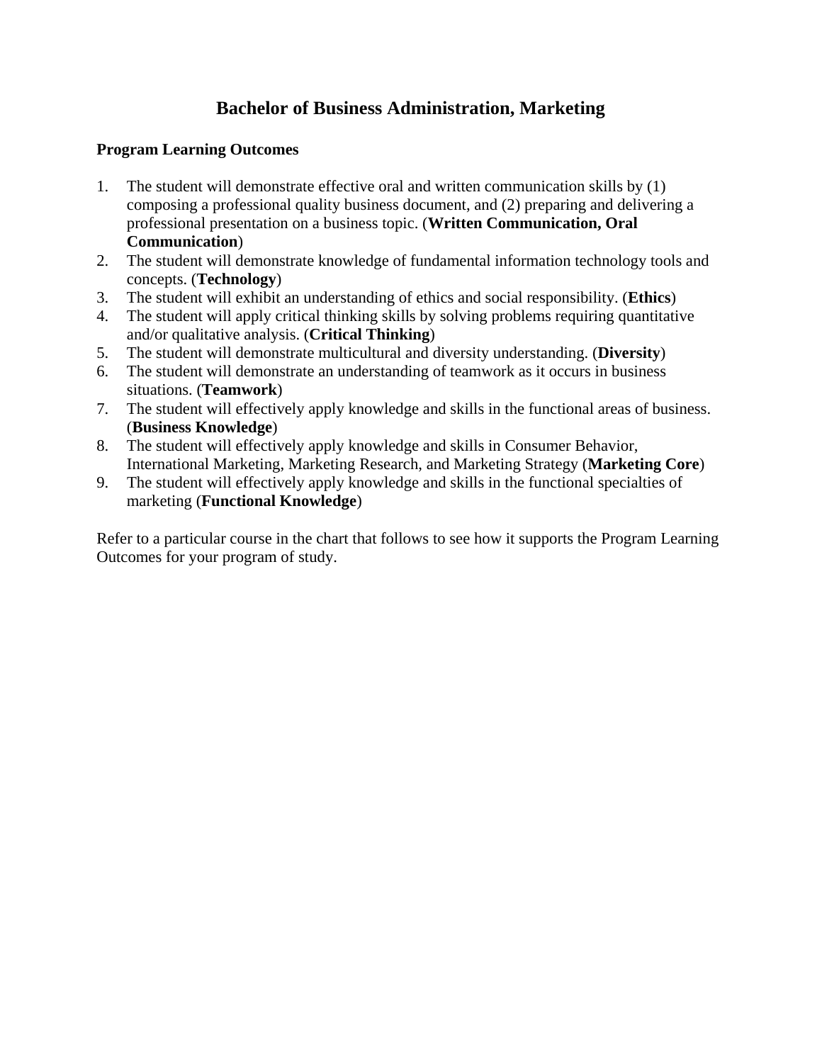# Bachelor of Business Administration, Marketing

**Program Learning Outcomes**

1. The student will demonstrate effective oral and written communication skills by (1) composing a professional quality business document, and (2) preparing and delivering a professional presentation on a business topic. (**Written Communication, Oral Communication**)
2. The student will demonstrate knowledge of fundamental information technology tools and concepts. (**Technology**)
3. The student will exhibit an understanding of ethics and social responsibility. (**Ethics**)
4. The student will apply critical thinking skills by solving problems requiring quantitative and/or qualitative analysis. (**Critical Thinking**)
5. The student will demonstrate multicultural and diversity understanding. (**Diversity**)
6. The student will demonstrate an understanding of teamwork as it occurs in business situations. (**Teamwork**)
7. The student will effectively apply knowledge and skills in the functional areas of business. (**Business Knowledge**)
8. The student will effectively apply knowledge and skills in Consumer Behavior, International Marketing, Marketing Research, and Marketing Strategy (**Marketing Core**)
9. The student will effectively apply knowledge and skills in the functional specialties of marketing (**Functional Knowledge**)

Refer to a particular course in the chart that follows to see how it supports the Program Learning Outcomes for your program of study.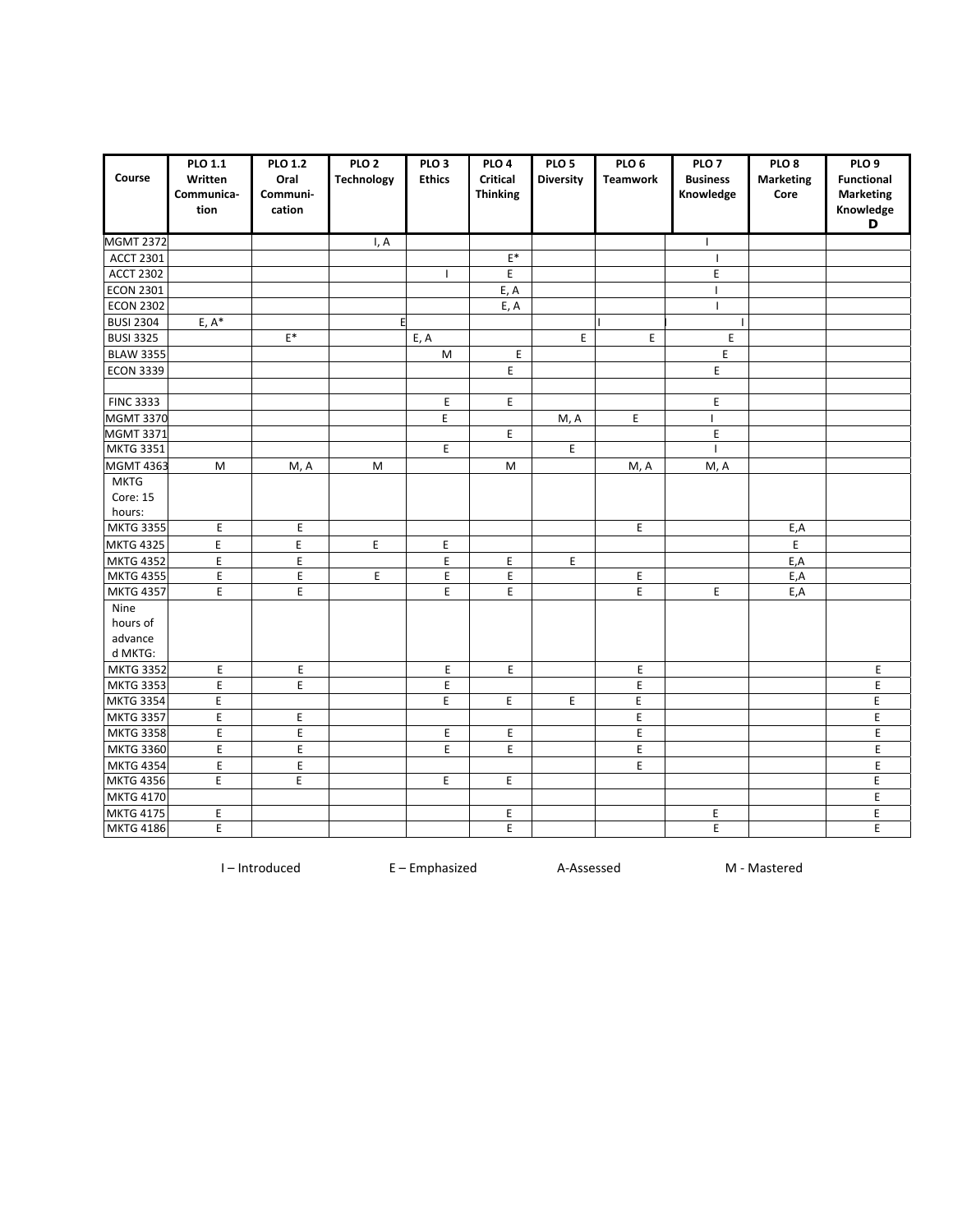| Course | PLO 1.1 Written Communica-tion | PLO 1.2 Oral Communi-cation | PLO 2 Technology | PLO 3 Ethics | PLO 4 Critical Thinking | PLO 5 Diversity | PLO 6 Teamwork | PLO 7 Business Knowledge | PLO 8 Marketing Core | PLO 9 Functional Marketing Knowledge D |
|---|---|---|---|---|---|---|---|---|---|---|
| MGMT 2372 | | | I, A | | | | | I | | |
| ACCT 2301 | | | | | E* | | | I | | |
| ACCT 2302 | | | | I | E | | | E | | |
| ECON 2301 | | | | | E, A | | | I | | |
| ECON 2302 | | | | | E, A | | | I | | |
| BUSI 2304 | E, A* | | E | | | | I | I | | |
| BUSI 3325 | | E* | | E, A | | E | E | E | | |
| BLAW 3355 | | | | M | E | | | E | | |
| ECON 3339 | | | | | E | | | E | | |
| | | | | | | | | | | |
| FINC 3333 | | | | E | E | | | E | | |
| MGMT 3370 | | | | E | | M, A | E | I | | |
| MGMT 3371 | | | | | E | | | E | | |
| MKTG 3351 | | | | E | | E | | I | | |
| MGMT 4363 | M | M, A | M | | M | | M, A | M, A | | |
| MKTG Core: 15 hours: | | | | | | | | | | |
| MKTG 3355 | E | E | | | | | E | | E,A | |
| MKTG 4325 | E | E | E | E | | | | | E | |
| MKTG 4352 | E | E | | E | E | E | | | E,A | |
| MKTG 4355 | E | E | E | E | E | | E | | E,A | |
| MKTG 4357 | E | E | | E | E | | E | E | E,A | |
| Nine hours of advance d MKTG: | | | | | | | | | | |
| MKTG 3352 | E | E | | E | E | | E | | | E |
| MKTG 3353 | E | E | | E | | | E | | | E |
| MKTG 3354 | E | | | E | E | E | E | | | E |
| MKTG 3357 | E | E | | | | | E | | | E |
| MKTG 3358 | E | E | | E | E | | E | | | E |
| MKTG 3360 | E | E | | E | E | | E | | | E |
| MKTG 4354 | E | E | | | | | E | | | E |
| MKTG 4356 | E | E | | E | E | | | | | E |
| MKTG 4170 | | | | | | | | | | E |
| MKTG 4175 | E | | | | E | | | E | | E |
| MKTG 4186 | E | | | | E | | | E | | E |

I – Introduced    E – Emphasized    A-Assessed    M - Mastered